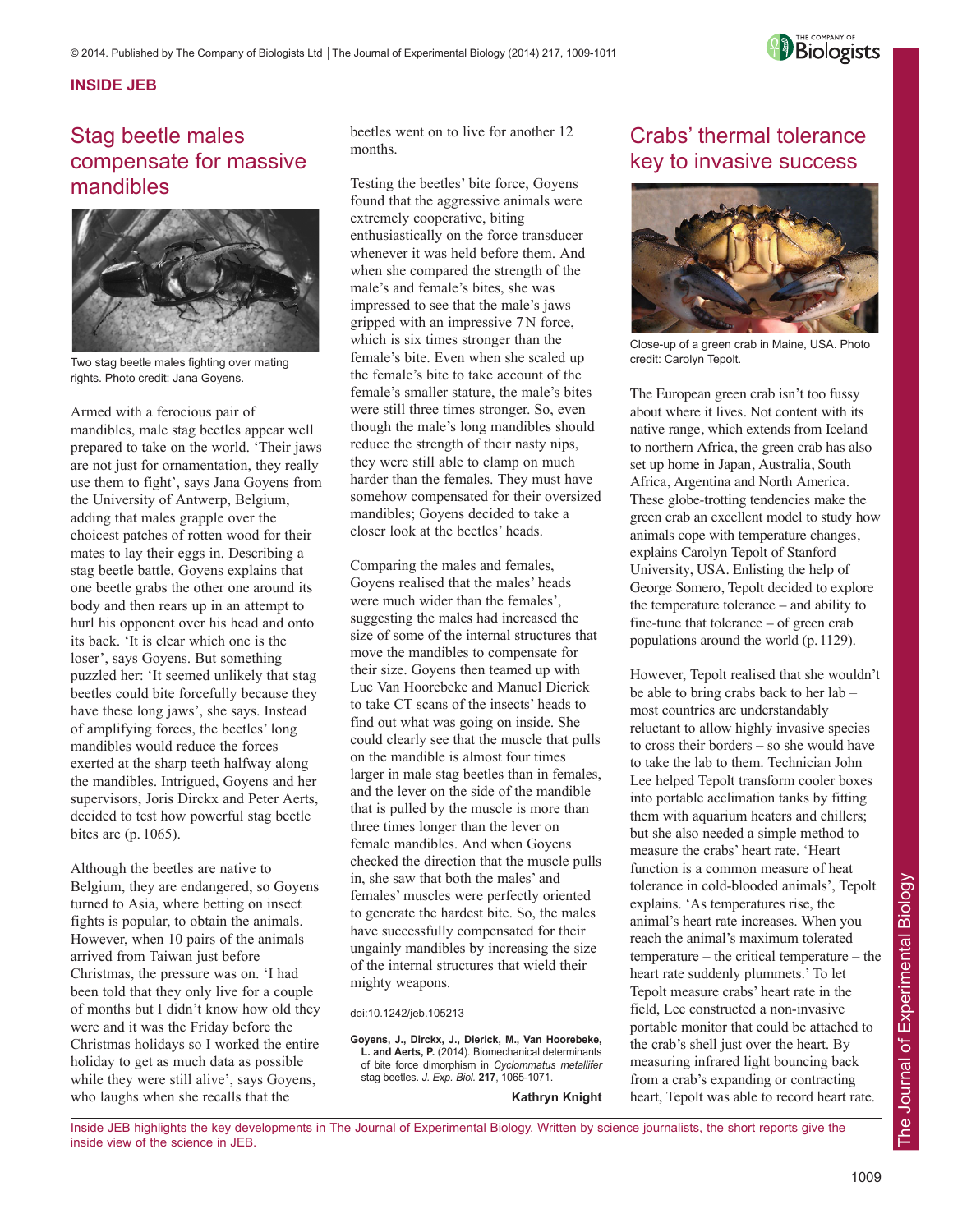## INSIDE JEB

# Stag beetle males compensate for massive mandibles

Two stag beetle males fighting over mating rights. Photo credit: Jana Goyens.

Armed with a ferocious pair of mandibles, male stag beetles appear well prepared to take on the world. 'Their jaws are not just for ornamentation, they really use them to fight', says Jana Goyens from the University of Antwerp, Belgium, adding that males grapple over the choicest patches of rotten wood for their mates to lay their eggs in. Describing a stag beetle battle, Goyens explains that one beetle grabs the other one around its body and then rears up in an attempt to hurl his opponent over his head and onto its back. 'It is clear which one is the loser', says Goyens. But something puzzled her: 'It seemed unlikely that stag beetles could bite forcefully because they have these long jaws', she says. Instead of amplifying forces, the beetles' long mandibles would reduce the forces exerted at the sharp teeth halfway along the mandibles. Intrigued, Goyens and her supervisors, Joris Dirckx and Peter Aerts, decided to test how powerful stag beetle bites are (p. 1065).

Although the beetles are native to Belgium, they are endangered, so Goyens turned to Asia, where betting on insect fights is popular, to obtain the animals. However, when 10 pairs of the animals arrived from Taiwan just before Christmas, the pressure was on. 'I had been told that they only live for a couple of months but I didn't know how old they were and it was the Friday before the Christmas holidays so I worked the entire holiday to get as much data as possible while they were still alive', says Goyens, who laughs when she recalls that the beetles went on to live for another 12 months.

Testing the beetles' bite force, Goyens found that the aggressive animals were extremely cooperative, biting enthusiastically on the force transducer whenever it was held before them. And when she compared the strength of the male's and female's bites, she was impressed to see that the male's jaws gripped with an impressive 7 N force, which is six times stronger than the female's bite. Even when she scaled up the female's bite to take account of the female's smaller stature, the male's bites were still three times stronger. So, even though the male's long mandibles should reduce the strength of their nasty nips, they were still able to clamp on much harder than the females. They must have somehow compensated for their oversized mandibles; Goyens decided to take a closer look at the beetles' heads.

Comparing the males and females, Goyens realised that the males' heads were much wider than the females', suggesting the males had increased the size of some of the internal structures that move the mandibles to compensate for their size. Goyens then teamed up with Luc Van Hoorebeke and Manuel Dierick to take CT scans of the insects' heads to find out what was going on inside. She could clearly see that the muscle that pulls on the mandible is almost four times larger in male stag beetles than in females, and the lever on the side of the mandible that is pulled by the muscle is more than three times longer than the lever on female mandibles. And when Goyens checked the direction that the muscle pulls in, she saw that both the males' and females' muscles were perfectly oriented to generate the hardest bite. So, the males have successfully compensated for their ungainly mandibles by increasing the size of the internal structures that wield their mighty weapons.

doi:10.1242/jeb.105213

**Goyens, J., Dirckx, J., Dierick, M., Van Hoorebeke, L. and Aerts, P.** (2014). Biomechanical determinants of bite force dimorphism in *Cyclommatus metallifer* stag beetles. *J. Exp. Biol.* **217**, 1065-1071.

**Kathryn Knight**

# Crabs' thermal tolerance key to invasive success

Close-up of a green crab in Maine, USA. Photo credit: Carolyn Tepolt.

The European green crab isn't too fussy about where it lives. Not content with its native range, which extends from Iceland to northern Africa, the green crab has also set up home in Japan, Australia, South Africa, Argentina and North America. These globe-trotting tendencies make the green crab an excellent model to study how animals cope with temperature changes, explains Carolyn Tepolt of Stanford University, USA. Enlisting the help of George Somero, Tepolt decided to explore the temperature tolerance – and ability to fine-tune that tolerance – of green crab populations around the world (p. 1129).

However, Tepolt realised that she wouldn't be able to bring crabs back to her lab – most countries are understandably reluctant to allow highly invasive species to cross their borders – so she would have to take the lab to them. Technician John Lee helped Tepolt transform cooler boxes into portable acclimation tanks by fitting them with aquarium heaters and chillers; but she also needed a simple method to measure the crabs' heart rate. 'Heart function is a common measure of heat tolerance in cold-blooded animals', Tepolt explains. 'As temperatures rise, the animal's heart rate increases. When you reach the animal's maximum tolerated temperature – the critical temperature – the heart rate suddenly plummets.' To let Tepolt measure crabs' heart rate in the field, Lee constructed a non-invasive portable monitor that could be attached to the crab's shell just over the heart. By measuring infrared light bouncing back from a crab's expanding or contracting heart, Tepolt was able to record heart rate.

Inside JEB highlights the key developments in The Journal of Experimental Biology. Written by science journalists, the short reports give the inside view of the science in JEB.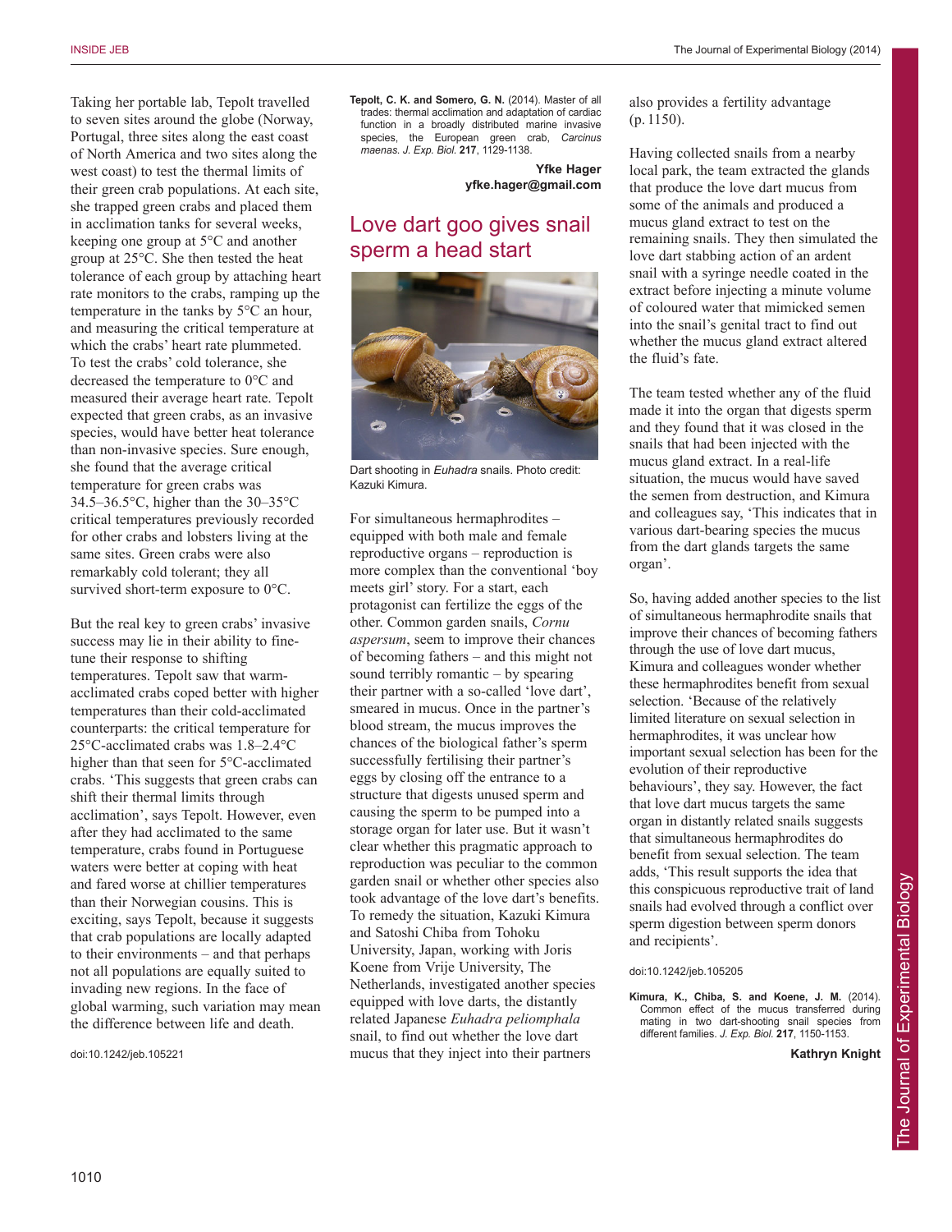Taking her portable lab, Tepolt travelled to seven sites around the globe (Norway, Portugal, three sites along the east coast of North America and two sites along the west coast) to test the thermal limits of their green crab populations. At each site, she trapped green crabs and placed them in acclimation tanks for several weeks, keeping one group at 5°C and another group at 25°C. She then tested the heat tolerance of each group by attaching heart rate monitors to the crabs, ramping up the temperature in the tanks by 5°C an hour, and measuring the critical temperature at which the crabs' heart rate plummeted. To test the crabs' cold tolerance, she decreased the temperature to 0°C and measured their average heart rate. Tepolt expected that green crabs, as an invasive species, would have better heat tolerance than non-invasive species. Sure enough, she found that the average critical temperature for green crabs was 34.5–36.5°C, higher than the 30–35°C critical temperatures previously recorded for other crabs and lobsters living at the same sites. Green crabs were also remarkably cold tolerant; they all survived short-term exposure to 0°C.

But the real key to green crabs' invasive success may lie in their ability to fine-tune their response to shifting temperatures. Tepolt saw that warm-acclimated crabs coped better with higher temperatures than their cold-acclimated counterparts: the critical temperature for 25°C-acclimated crabs was 1.8–2.4°C higher than that seen for 5°C-acclimated crabs. 'This suggests that green crabs can shift their thermal limits through acclimation', says Tepolt. However, even after they had acclimated to the same temperature, crabs found in Portuguese waters were better at coping with heat and fared worse at chillier temperatures than their Norwegian cousins. This is exciting, says Tepolt, because it suggests that crab populations are locally adapted to their environments – and that perhaps not all populations are equally suited to invading new regions. In the face of global warming, such variation may mean the difference between life and death.

doi:10.1242/jeb.105221

**Tepolt, C. K. and Somero, G. N.** (2014). Master of all trades: thermal acclimation and adaptation of cardiac function in a broadly distributed marine invasive species, the European green crab, *Carcinus maenas*. *J. Exp. Biol.* **217**, 1129-1138.

**Yfke Hager**
**yfke.hager@gmail.com**

## Love dart goo gives snail sperm a head start

Dart shooting in *Euhadra* snails. Photo credit: Kazuki Kimura.

For simultaneous hermaphrodites – equipped with both male and female reproductive organs – reproduction is more complex than the conventional 'boy meets girl' story. For a start, each protagonist can fertilize the eggs of the other. Common garden snails, *Cornu aspersum*, seem to improve their chances of becoming fathers – and this might not sound terribly romantic – by spearing their partner with a so-called 'love dart', smeared in mucus. Once in the partner's blood stream, the mucus improves the chances of the biological father's sperm successfully fertilising their partner's eggs by closing off the entrance to a structure that digests unused sperm and causing the sperm to be pumped into a storage organ for later use. But it wasn't clear whether this pragmatic approach to reproduction was peculiar to the common garden snail or whether other species also took advantage of the love dart's benefits. To remedy the situation, Kazuki Kimura and Satoshi Chiba from Tohoku University, Japan, working with Joris Koene from Vrije University, The Netherlands, investigated another species equipped with love darts, the distantly related Japanese *Euhadra peliomphala* snail, to find out whether the love dart mucus that they inject into their partners also provides a fertility advantage (p. 1150).

Having collected snails from a nearby local park, the team extracted the glands that produce the love dart mucus from some of the animals and produced a mucus gland extract to test on the remaining snails. They then simulated the love dart stabbing action of an ardent snail with a syringe needle coated in the extract before injecting a minute volume of coloured water that mimicked semen into the snail's genital tract to find out whether the mucus gland extract altered the fluid's fate.

The team tested whether any of the fluid made it into the organ that digests sperm and they found that it was closed in the snails that had been injected with the mucus gland extract. In a real-life situation, the mucus would have saved the semen from destruction, and Kimura and colleagues say, 'This indicates that in various dart-bearing species the mucus from the dart glands targets the same organ'.

So, having added another species to the list of simultaneous hermaphrodite snails that improve their chances of becoming fathers through the use of love dart mucus, Kimura and colleagues wonder whether these hermaphrodites benefit from sexual selection. 'Because of the relatively limited literature on sexual selection in hermaphrodites, it was unclear how important sexual selection has been for the evolution of their reproductive behaviours', they say. However, the fact that love dart mucus targets the same organ in distantly related snails suggests that simultaneous hermaphrodites do benefit from sexual selection. The team adds, 'This result supports the idea that this conspicuous reproductive trait of land snails had evolved through a conflict over sperm digestion between sperm donors and recipients'.

doi:10.1242/jeb.105205

**Kimura, K., Chiba, S. and Koene, J. M.** (2014). Common effect of the mucus transferred during mating in two dart-shooting snail species from different families. *J. Exp. Biol.* **217**, 1150-1153.

**Kathryn Knight**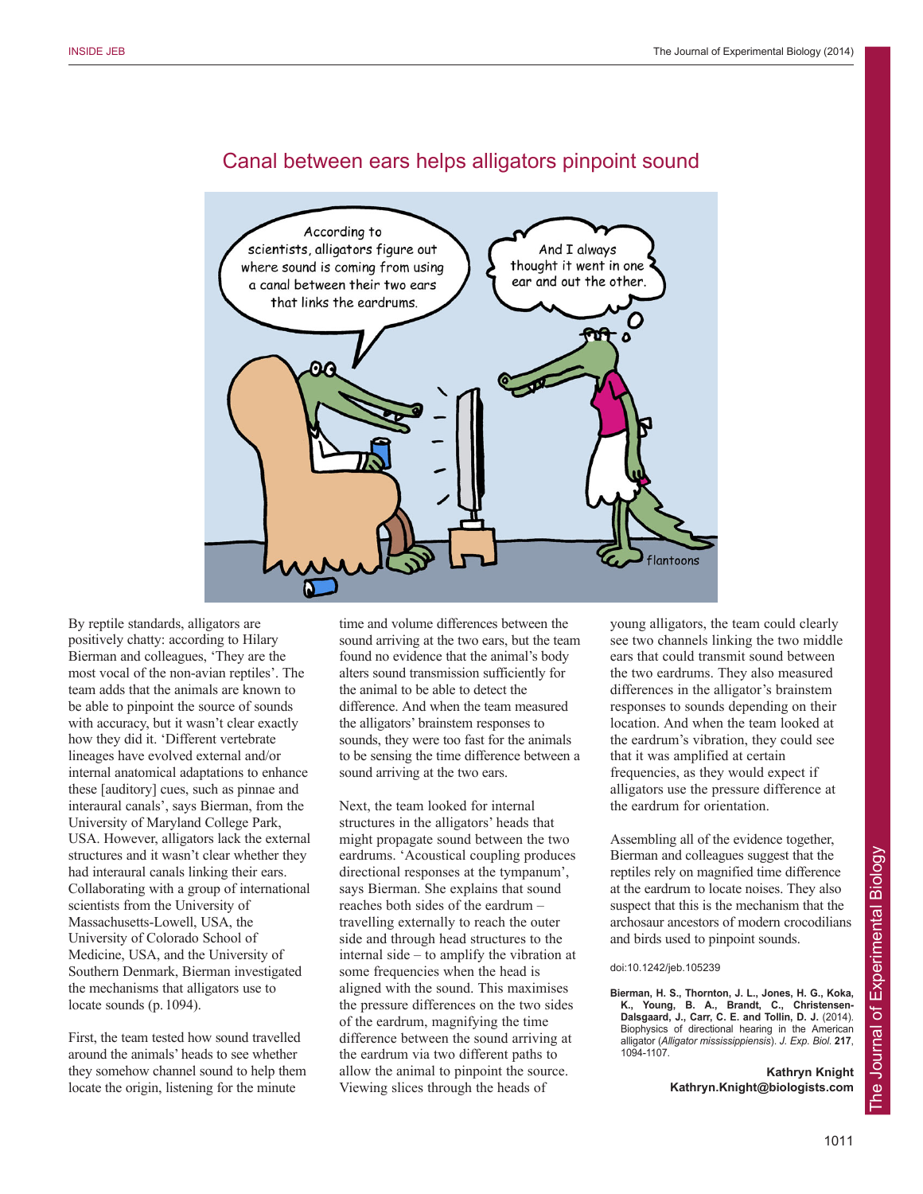# Canal between ears helps alligators pinpoint sound

By reptile standards, alligators are positively chatty: according to Hilary Bierman and colleagues, 'They are the most vocal of the non-avian reptiles'. The team adds that the animals are known to be able to pinpoint the source of sounds with accuracy, but it wasn't clear exactly how they did it. 'Different vertebrate lineages have evolved external and/or internal anatomical adaptations to enhance these [auditory] cues, such as pinnae and interaural canals', says Bierman, from the University of Maryland College Park, USA. However, alligators lack the external structures and it wasn't clear whether they had interaural canals linking their ears. Collaborating with a group of international scientists from the University of Massachusetts-Lowell, USA, the University of Colorado School of Medicine, USA, and the University of Southern Denmark, Bierman investigated the mechanisms that alligators use to locate sounds (p. 1094).

First, the team tested how sound travelled around the animals' heads to see whether they somehow channel sound to help them locate the origin, listening for the minute time and volume differences between the sound arriving at the two ears, but the team found no evidence that the animal's body alters sound transmission sufficiently for the animal to be able to detect the difference. And when the team measured the alligators' brainstem responses to sounds, they were too fast for the animals to be sensing the time difference between a sound arriving at the two ears.

Next, the team looked for internal structures in the alligators' heads that might propagate sound between the two eardrums. 'Acoustical coupling produces directional responses at the tympanum', says Bierman. She explains that sound reaches both sides of the eardrum – travelling externally to reach the outer side and through head structures to the internal side – to amplify the vibration at some frequencies when the head is aligned with the sound. This maximises the pressure differences on the two sides of the eardrum, magnifying the time difference between the sound arriving at the eardrum via two different paths to allow the animal to pinpoint the source. Viewing slices through the heads of young alligators, the team could clearly see two channels linking the two middle ears that could transmit sound between the two eardrums. They also measured differences in the alligator's brainstem responses to sounds depending on their location. And when the team looked at the eardrum's vibration, they could see that it was amplified at certain frequencies, as they would expect if alligators use the pressure difference at the eardrum for orientation.

Assembling all of the evidence together, Bierman and colleagues suggest that the reptiles rely on magnified time difference at the eardrum to locate noises. They also suspect that this is the mechanism that the archosaur ancestors of modern crocodilians and birds used to pinpoint sounds.

doi:10.1242/jeb.105239

**Bierman, H. S., Thornton, J. L., Jones, H. G., Koka, K., Young, B. A., Brandt, C., Christensen-Dalsgaard, J., Carr, C. E. and Tollin, D. J.** (2014). Biophysics of directional hearing in the American alligator (*Alligator mississippiensis*). *J. Exp. Biol.* **217**, 1094-1107.

**Kathryn Knight**
**Kathryn.Knight@biologists.com**